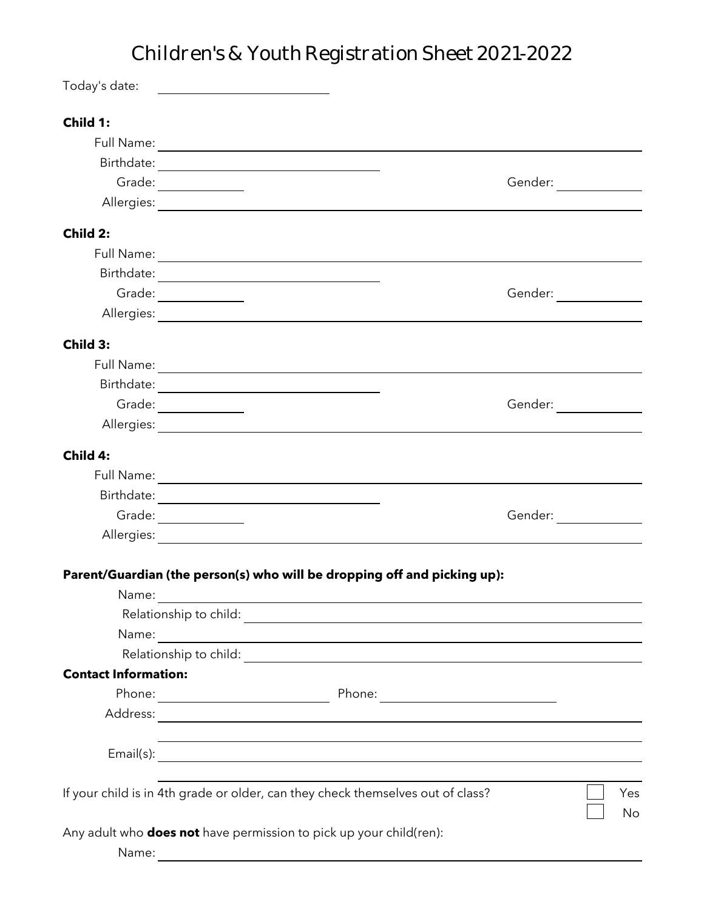# Children's & Youth Registration Sheet 2021-2022

Today's date: ____________________

**Child 1:**

Full Name: ____________________

Birthdate: ____________________

Grade: ____________ Gender: ____________

Allergies: ____________________

**Child 2:**

Full Name: ____________________

Birthdate: ____________________

Grade: ____________ Gender: ____________

Allergies: ____________________

**Child 3:**

Full Name: ____________________

Birthdate: ____________________

Grade: ____________ Gender: ____________

Allergies: ____________________

**Child 4:**

Full Name: ____________________

Birthdate: ____________________

Grade: ____________ Gender: ____________

Allergies: ____________________

**Parent/Guardian (the person(s) who will be dropping off and picking up):**

Name: ____________________

Relationship to child: ____________________

Name: ____________________

Relationship to child: ____________________

**Contact Information:**

Phone: ____________________ Phone: ____________________

Address: ____________________

____________________

Email(s): ____________________

____________________

If your child is in 4th grade or older, can they check themselves out of class?

☐ Yes

☐ No

Any adult who **does not** have permission to pick up your child(ren):

Name: ____________________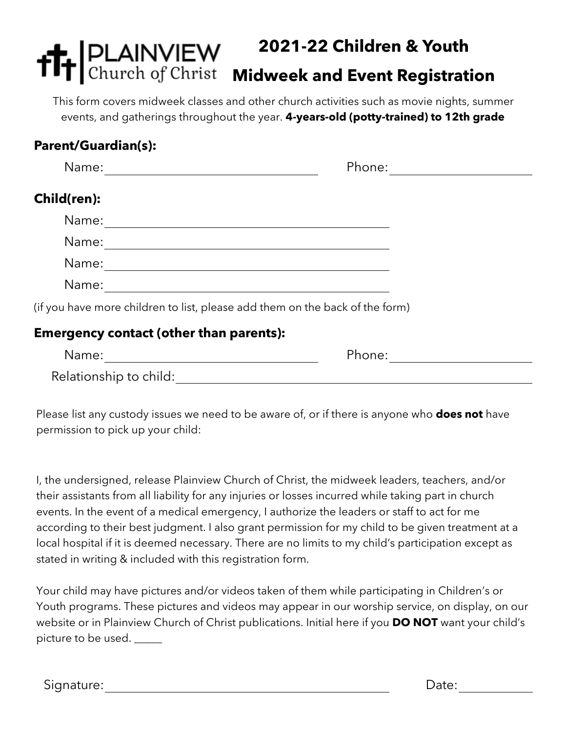PLAINVIEW
Church of Christ

# 2021-22 Children & Youth Midweek and Event Registration

This form covers midweek classes and other church activities such as movie nights, summer events, and gatherings throughout the year. **4-years-old (potty-trained) to 12th grade**

## Parent/Guardian(s):

Name: \_\_\_\_\_\_\_\_\_\_\_\_\_\_\_\_\_\_\_\_\_\_\_\_\_\_\_\_\_\_ Phone: \_\_\_\_\_\_\_\_\_\_\_\_\_\_\_\_\_\_\_\_

## Child(ren):

Name: \_\_\_\_\_\_\_\_\_\_\_\_\_\_\_\_\_\_\_\_\_\_\_\_\_\_\_\_\_\_\_\_\_\_\_\_\_\_\_\_

Name: \_\_\_\_\_\_\_\_\_\_\_\_\_\_\_\_\_\_\_\_\_\_\_\_\_\_\_\_\_\_\_\_\_\_\_\_\_\_\_\_

Name: \_\_\_\_\_\_\_\_\_\_\_\_\_\_\_\_\_\_\_\_\_\_\_\_\_\_\_\_\_\_\_\_\_\_\_\_\_\_\_\_

Name: \_\_\_\_\_\_\_\_\_\_\_\_\_\_\_\_\_\_\_\_\_\_\_\_\_\_\_\_\_\_\_\_\_\_\_\_\_\_\_\_

(if you have more children to list, please add them on the back of the form)

## Emergency contact (other than parents):

Name: \_\_\_\_\_\_\_\_\_\_\_\_\_\_\_\_\_\_\_\_\_\_\_\_\_\_\_\_\_\_ Phone: \_\_\_\_\_\_\_\_\_\_\_\_\_\_\_\_\_\_\_\_

Relationship to child: \_\_\_\_\_\_\_\_\_\_\_\_\_\_\_\_\_\_\_\_\_\_\_\_\_\_\_\_\_\_\_\_\_\_\_\_\_\_\_\_\_\_\_\_

Please list any custody issues we need to be aware of, or if there is anyone who **does not** have permission to pick up your child:

I, the undersigned, release Plainview Church of Christ, the midweek leaders, teachers, and/or their assistants from all liability for any injuries or losses incurred while taking part in church events. In the event of a medical emergency, I authorize the leaders or staff to act for me according to their best judgment. I also grant permission for my child to be given treatment at a local hospital if it is deemed necessary. There are no limits to my child's participation except as stated in writing & included with this registration form.

Your child may have pictures and/or videos taken of them while participating in Children's or Youth programs. These pictures and videos may appear in our worship service, on display, on our website or in Plainview Church of Christ publications. Initial here if you **DO NOT** want your child's picture to be used. \_\_\_\_\_

Signature: \_\_\_\_\_\_\_\_\_\_\_\_\_\_\_\_\_\_\_\_\_\_\_\_\_\_\_\_\_\_\_\_\_\_\_\_\_\_\_\_ Date: \_\_\_\_\_\_\_\_\_\_